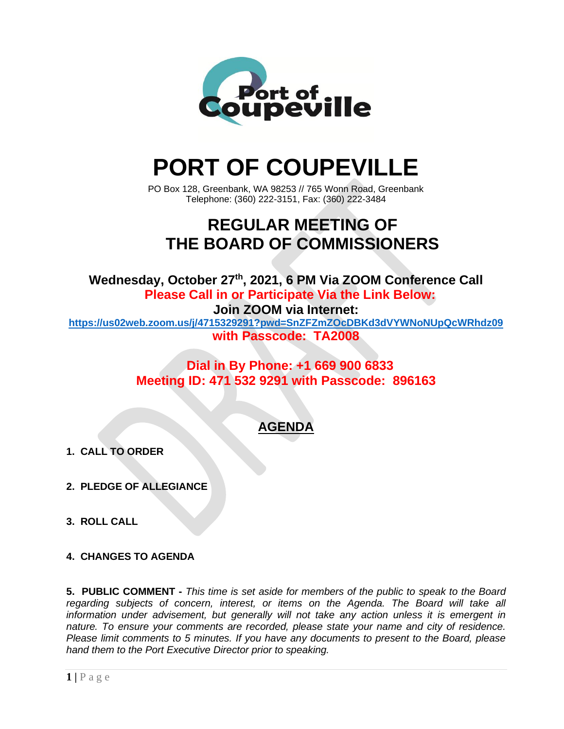# PORT OF COUPEVILLE

PO Box 128, Greenbank, WA 98253 // 765 Wonn Road, Greenbank
Telephone: (360) 222-3151, Fax: (360) 222-3484

## REGULAR MEETING OF THE BOARD OF COMMISSIONERS

**Wednesday, October 27th, 2021, 6 PM Via ZOOM Conference Call**

**Please Call in or Participate Via the Link Below:**

**Join ZOOM via Internet:**

**https://us02web.zoom.us/j/4715329291?pwd=SnZFZmZOcDBKd3dVYWNoNUpQcWRhdz09**

**with Passcode: TA2008**

**Dial in By Phone: +1 669 900 6833**
**Meeting ID: 471 532 9291 with Passcode: 896163**

## AGENDA

1. **CALL TO ORDER**

2. **PLEDGE OF ALLEGIANCE**

3. **ROLL CALL**

4. **CHANGES TO AGENDA**

5. **PUBLIC COMMENT -** *This time is set aside for members of the public to speak to the Board regarding subjects of concern, interest, or items on the Agenda. The Board will take all information under advisement, but generally will not take any action unless it is emergent in nature. To ensure your comments are recorded, please state your name and city of residence. Please limit comments to 5 minutes. If you have any documents to present to the Board, please hand them to the Port Executive Director prior to speaking.*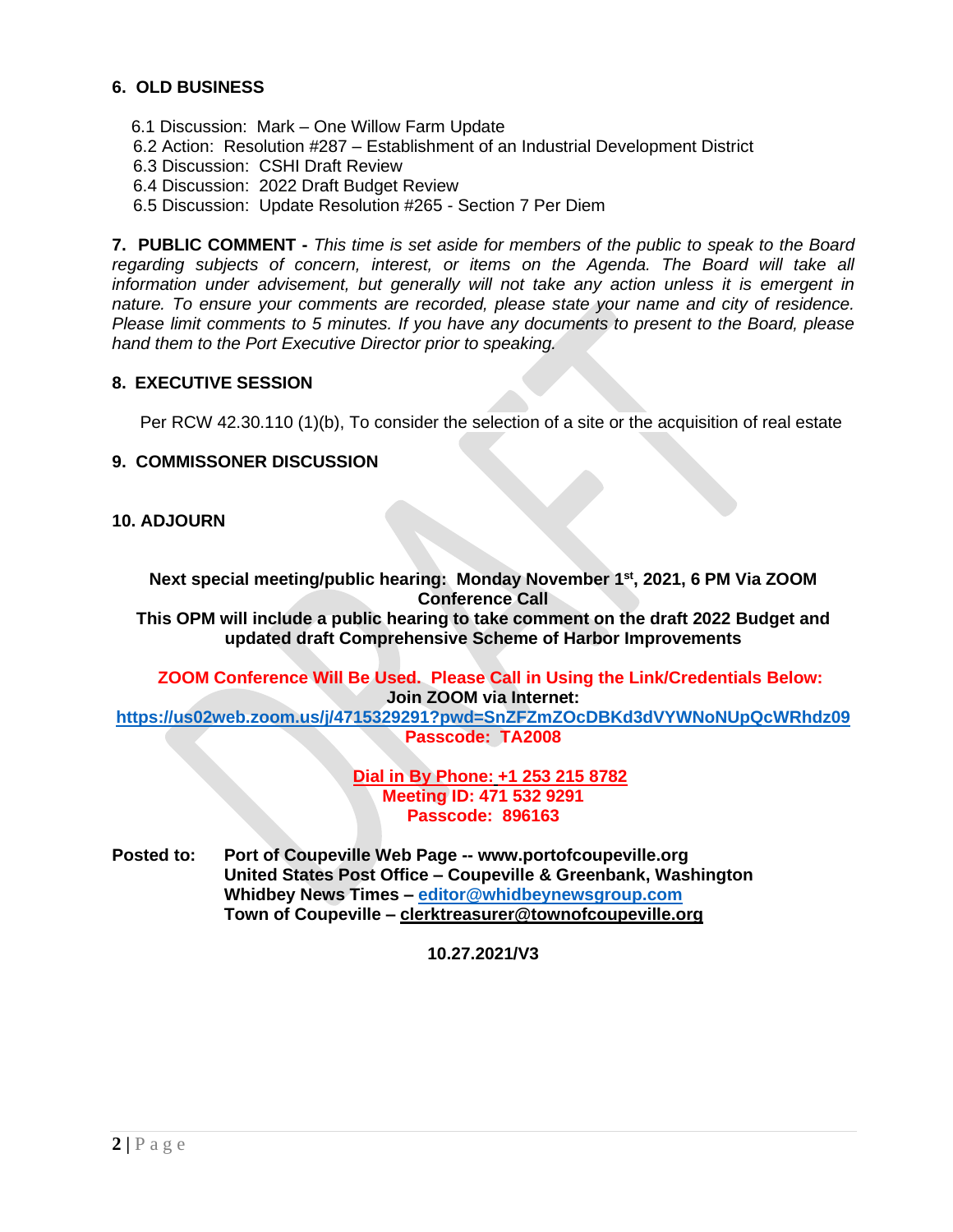## 6. OLD BUSINESS

6.1 Discussion: Mark – One Willow Farm Update
6.2 Action: Resolution #287 – Establishment of an Industrial Development District
6.3 Discussion: CSHI Draft Review
6.4 Discussion: 2022 Draft Budget Review
6.5 Discussion: Update Resolution #265 - Section 7 Per Diem

**7. PUBLIC COMMENT -** *This time is set aside for members of the public to speak to the Board regarding subjects of concern, interest, or items on the Agenda. The Board will take all information under advisement, but generally will not take any action unless it is emergent in nature. To ensure your comments are recorded, please state your name and city of residence. Please limit comments to 5 minutes. If you have any documents to present to the Board, please hand them to the Port Executive Director prior to speaking.*

## 8. EXECUTIVE SESSION

Per RCW 42.30.110 (1)(b), To consider the selection of a site or the acquisition of real estate

## 9. COMMISSONER DISCUSSION

## 10. ADJOURN

**Next special meeting/public hearing: Monday November 1st, 2021, 6 PM Via ZOOM Conference Call**
**This OPM will include a public hearing to take comment on the draft 2022 Budget and updated draft Comprehensive Scheme of Harbor Improvements**

**ZOOM Conference Will Be Used. Please Call in Using the Link/Credentials Below:**
**Join ZOOM via Internet:**
**https://us02web.zoom.us/j/4715329291?pwd=SnZFZmZOcDBKd3dVYWNoNUpQcWRhdz09**
**Passcode: TA2008**

**Dial in By Phone: +1 253 215 8782**
**Meeting ID: 471 532 9291**
**Passcode: 896163**

**Posted to:** **Port of Coupeville Web Page -- www.portofcoupeville.org**
**United States Post Office – Coupeville & Greenbank, Washington**
**Whidbey News Times – editor@whidbeynewsgroup.com**
**Town of Coupeville – clerktreasurer@townofcoupeville.org**

**10.27.2021/V3**